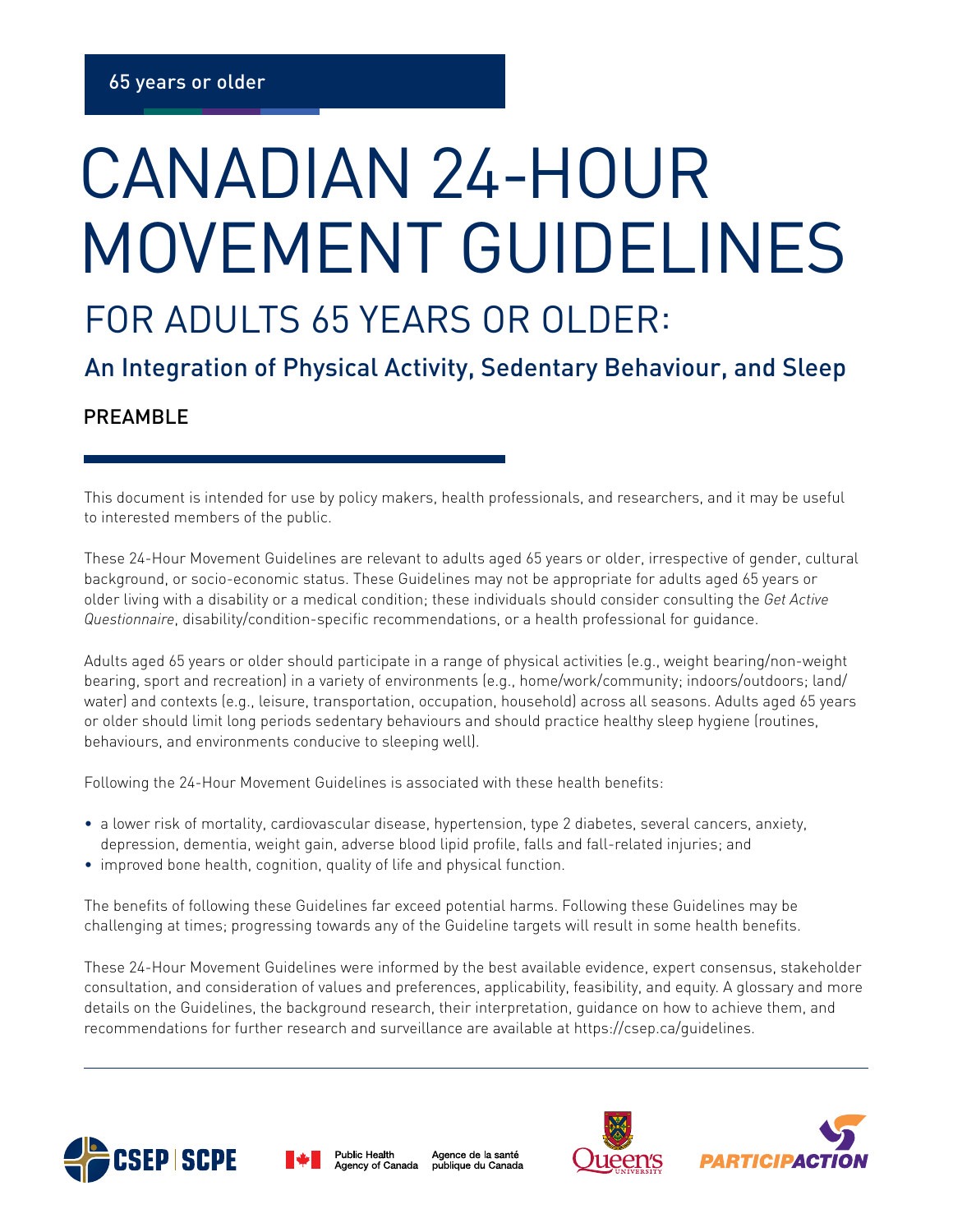65 years or older

# CANADIAN 24-HOUR MOVEMENT GUIDELINES

## FOR ADULTS 65 YEARS OR OLDER:

### An Integration of Physical Activity, Sedentary Behaviour, and Sleep

### PREAMBLE

This document is intended for use by policy makers, health professionals, and researchers, and it may be useful to interested members of the public.

These 24-Hour Movement Guidelines are relevant to adults aged 65 years or older, irrespective of gender, cultural background, or socio-economic status. These Guidelines may not be appropriate for adults aged 65 years or older living with a disability or a medical condition; these individuals should consider consulting the *Get Active Questionnaire*, disability/condition-specific recommendations, or a health professional for guidance.

Adults aged 65 years or older should participate in a range of physical activities (e.g., weight bearing/non-weight bearing, sport and recreation) in a variety of environments (e.g., home/work/community; indoors/outdoors; land/water) and contexts (e.g., leisure, transportation, occupation, household) across all seasons. Adults aged 65 years or older should limit long periods sedentary behaviours and should practice healthy sleep hygiene (routines, behaviours, and environments conducive to sleeping well).

Following the 24-Hour Movement Guidelines is associated with these health benefits:

- a lower risk of mortality, cardiovascular disease, hypertension, type 2 diabetes, several cancers, anxiety, depression, dementia, weight gain, adverse blood lipid profile, falls and fall-related injuries; and
- improved bone health, cognition, quality of life and physical function.

The benefits of following these Guidelines far exceed potential harms. Following these Guidelines may be challenging at times; progressing towards any of the Guideline targets will result in some health benefits.

These 24-Hour Movement Guidelines were informed by the best available evidence, expert consensus, stakeholder consultation, and consideration of values and preferences, applicability, feasibility, and equity. A glossary and more details on the Guidelines, the background research, their interpretation, guidance on how to achieve them, and recommendations for further research and surveillance are available at https://csep.ca/guidelines.

CSEP | SCPE Public Health Agency of Canada Agence de la santé publique du Canada Queen's University PARTICIPACTION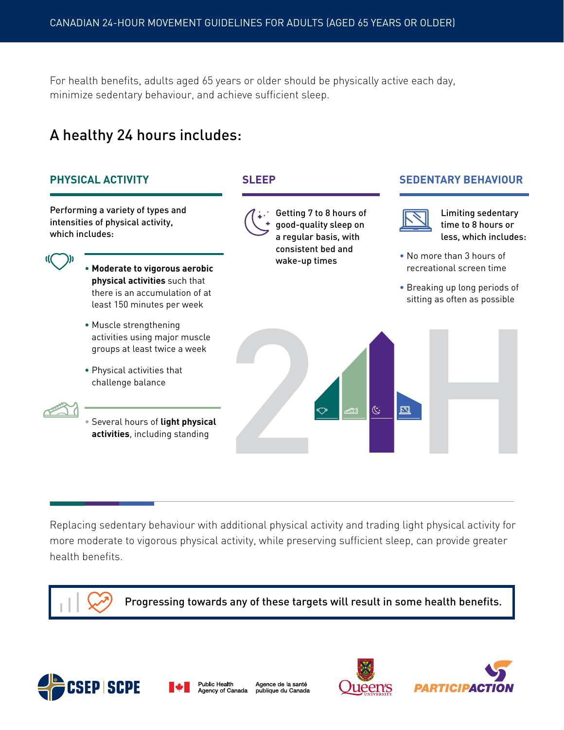# CANADIAN 24-HOUR MOVEMENT GUIDELINES FOR ADULTS (AGED 65 YEARS OR OLDER)

For health benefits, adults aged 65 years or older should be physically active each day, minimize sedentary behaviour, and achieve sufficient sleep.

## A healthy 24 hours includes:

### PHYSICAL ACTIVITY

Performing a variety of types and intensities of physical activity, which includes:

- **Moderate to vigorous aerobic physical activities** such that there is an accumulation of at least 150 minutes per week
- Muscle strengthening activities using major muscle groups at least twice a week
- Physical activities that challenge balance
- Several hours of **light physical activities**, including standing

### SLEEP

Getting 7 to 8 hours of good-quality sleep on a regular basis, with consistent bed and wake-up times

### SEDENTARY BEHAVIOUR

Limiting sedentary time to 8 hours or less, which includes:

- No more than 3 hours of recreational screen time
- Breaking up long periods of sitting as often as possible

Replacing sedentary behaviour with additional physical activity and trading light physical activity for more moderate to vigorous physical activity, while preserving sufficient sleep, can provide greater health benefits.

Progressing towards any of these targets will result in some health benefits.

CSEP | SCPE

Public Health Agency of Canada / Agence de la santé publique du Canada

Queen's University

PARTICIPACTION